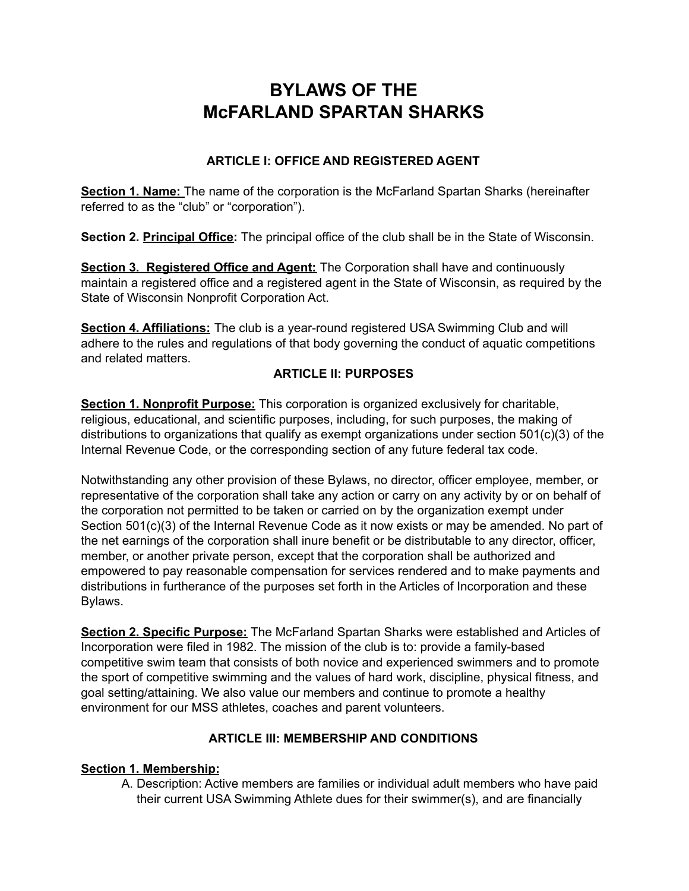# BYLAWS OF THE McFARLAND SPARTAN SHARKS

## ARTICLE I: OFFICE AND REGISTERED AGENT

**Section 1. Name:** The name of the corporation is the McFarland Spartan Sharks (hereinafter referred to as the "club" or "corporation").

**Section 2. Principal Office:** The principal office of the club shall be in the State of Wisconsin.

**Section 3. Registered Office and Agent:** The Corporation shall have and continuously maintain a registered office and a registered agent in the State of Wisconsin, as required by the State of Wisconsin Nonprofit Corporation Act.

**Section 4. Affiliations:** The club is a year-round registered USA Swimming Club and will adhere to the rules and regulations of that body governing the conduct of aquatic competitions and related matters.

## ARTICLE II: PURPOSES

**Section 1. Nonprofit Purpose:** This corporation is organized exclusively for charitable, religious, educational, and scientific purposes, including, for such purposes, the making of distributions to organizations that qualify as exempt organizations under section 501(c)(3) of the Internal Revenue Code, or the corresponding section of any future federal tax code.

Notwithstanding any other provision of these Bylaws, no director, officer employee, member, or representative of the corporation shall take any action or carry on any activity by or on behalf of the corporation not permitted to be taken or carried on by the organization exempt under Section 501(c)(3) of the Internal Revenue Code as it now exists or may be amended. No part of the net earnings of the corporation shall inure benefit or be distributable to any director, officer, member, or another private person, except that the corporation shall be authorized and empowered to pay reasonable compensation for services rendered and to make payments and distributions in furtherance of the purposes set forth in the Articles of Incorporation and these Bylaws.

**Section 2. Specific Purpose:** The McFarland Spartan Sharks were established and Articles of Incorporation were filed in 1982. The mission of the club is to: provide a family-based competitive swim team that consists of both novice and experienced swimmers and to promote the sport of competitive swimming and the values of hard work, discipline, physical fitness, and goal setting/attaining. We also value our members and continue to promote a healthy environment for our MSS athletes, coaches and parent volunteers.

## ARTICLE III: MEMBERSHIP AND CONDITIONS

**Section 1. Membership:**

A. Description: Active members are families or individual adult members who have paid their current USA Swimming Athlete dues for their swimmer(s), and are financially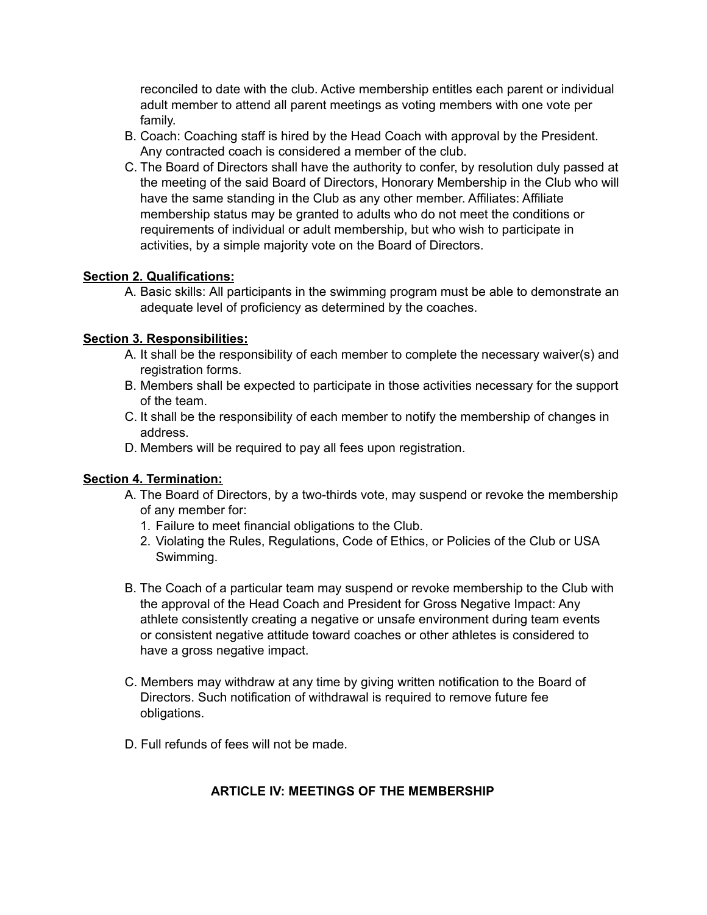reconciled to date with the club. Active membership entitles each parent or individual adult member to attend all parent meetings as voting members with one vote per family.

B. Coach: Coaching staff is hired by the Head Coach with approval by the President. Any contracted coach is considered a member of the club.

C. The Board of Directors shall have the authority to confer, by resolution duly passed at the meeting of the said Board of Directors, Honorary Membership in the Club who will have the same standing in the Club as any other member. Affiliates: Affiliate membership status may be granted to adults who do not meet the conditions or requirements of individual or adult membership, but who wish to participate in activities, by a simple majority vote on the Board of Directors.

**Section 2. Qualifications:**

A. Basic skills: All participants in the swimming program must be able to demonstrate an adequate level of proficiency as determined by the coaches.

**Section 3. Responsibilities:**

A. It shall be the responsibility of each member to complete the necessary waiver(s) and registration forms.

B. Members shall be expected to participate in those activities necessary for the support of the team.

C. It shall be the responsibility of each member to notify the membership of changes in address.

D. Members will be required to pay all fees upon registration.

**Section 4. Termination:**

A. The Board of Directors, by a two-thirds vote, may suspend or revoke the membership of any member for:

1. Failure to meet financial obligations to the Club.
2. Violating the Rules, Regulations, Code of Ethics, or Policies of the Club or USA Swimming.

B. The Coach of a particular team may suspend or revoke membership to the Club with the approval of the Head Coach and President for Gross Negative Impact: Any athlete consistently creating a negative or unsafe environment during team events or consistent negative attitude toward coaches or other athletes is considered to have a gross negative impact.

C. Members may withdraw at any time by giving written notification to the Board of Directors. Such notification of withdrawal is required to remove future fee obligations.

D. Full refunds of fees will not be made.

## ARTICLE IV: MEETINGS OF THE MEMBERSHIP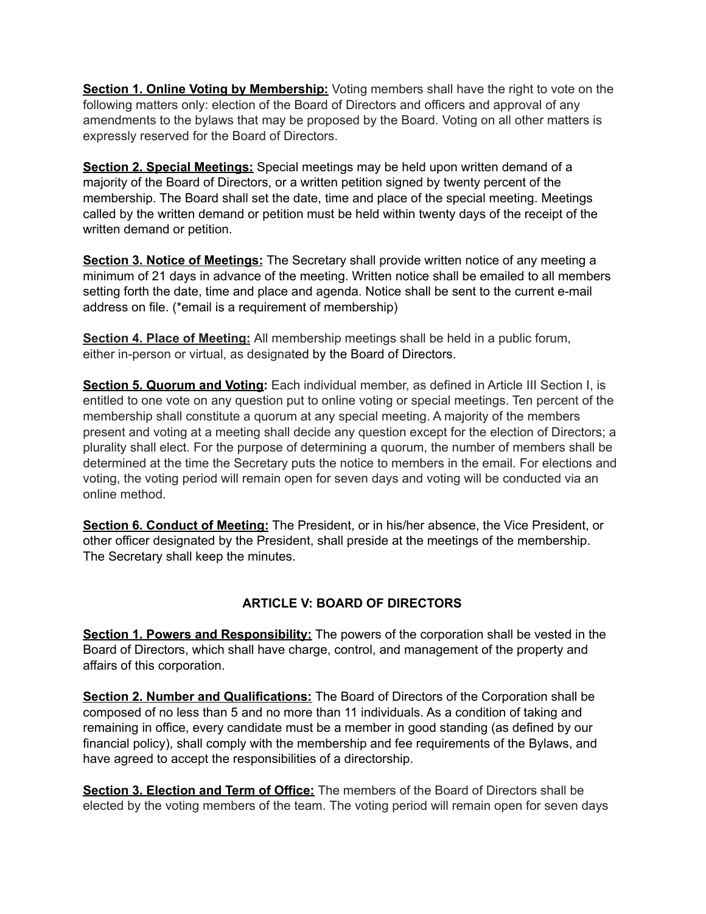**Section 1. Online Voting by Membership:** Voting members shall have the right to vote on the following matters only: election of the Board of Directors and officers and approval of any amendments to the bylaws that may be proposed by the Board. Voting on all other matters is expressly reserved for the Board of Directors.

**Section 2. Special Meetings:** Special meetings may be held upon written demand of a majority of the Board of Directors, or a written petition signed by twenty percent of the membership. The Board shall set the date, time and place of the special meeting. Meetings called by the written demand or petition must be held within twenty days of the receipt of the written demand or petition.

**Section 3. Notice of Meetings:** The Secretary shall provide written notice of any meeting a minimum of 21 days in advance of the meeting. Written notice shall be emailed to all members setting forth the date, time and place and agenda. Notice shall be sent to the current e-mail address on file. (*email is a requirement of membership)

**Section 4. Place of Meeting:** All membership meetings shall be held in a public forum, either in-person or virtual, as designated by the Board of Directors.

**Section 5. Quorum and Voting:** Each individual member, as defined in Article III Section I, is entitled to one vote on any question put to online voting or special meetings. Ten percent of the membership shall constitute a quorum at any special meeting. A majority of the members present and voting at a meeting shall decide any question except for the election of Directors; a plurality shall elect. For the purpose of determining a quorum, the number of members shall be determined at the time the Secretary puts the notice to members in the email. For elections and voting, the voting period will remain open for seven days and voting will be conducted via an online method.

**Section 6. Conduct of Meeting:** The President, or in his/her absence, the Vice President, or other officer designated by the President, shall preside at the meetings of the membership. The Secretary shall keep the minutes.

## ARTICLE V: BOARD OF DIRECTORS

**Section 1. Powers and Responsibility:** The powers of the corporation shall be vested in the Board of Directors, which shall have charge, control, and management of the property and affairs of this corporation.

**Section 2. Number and Qualifications:** The Board of Directors of the Corporation shall be composed of no less than 5 and no more than 11 individuals. As a condition of taking and remaining in office, every candidate must be a member in good standing (as defined by our financial policy), shall comply with the membership and fee requirements of the Bylaws, and have agreed to accept the responsibilities of a directorship.

**Section 3. Election and Term of Office:** The members of the Board of Directors shall be elected by the voting members of the team. The voting period will remain open for seven days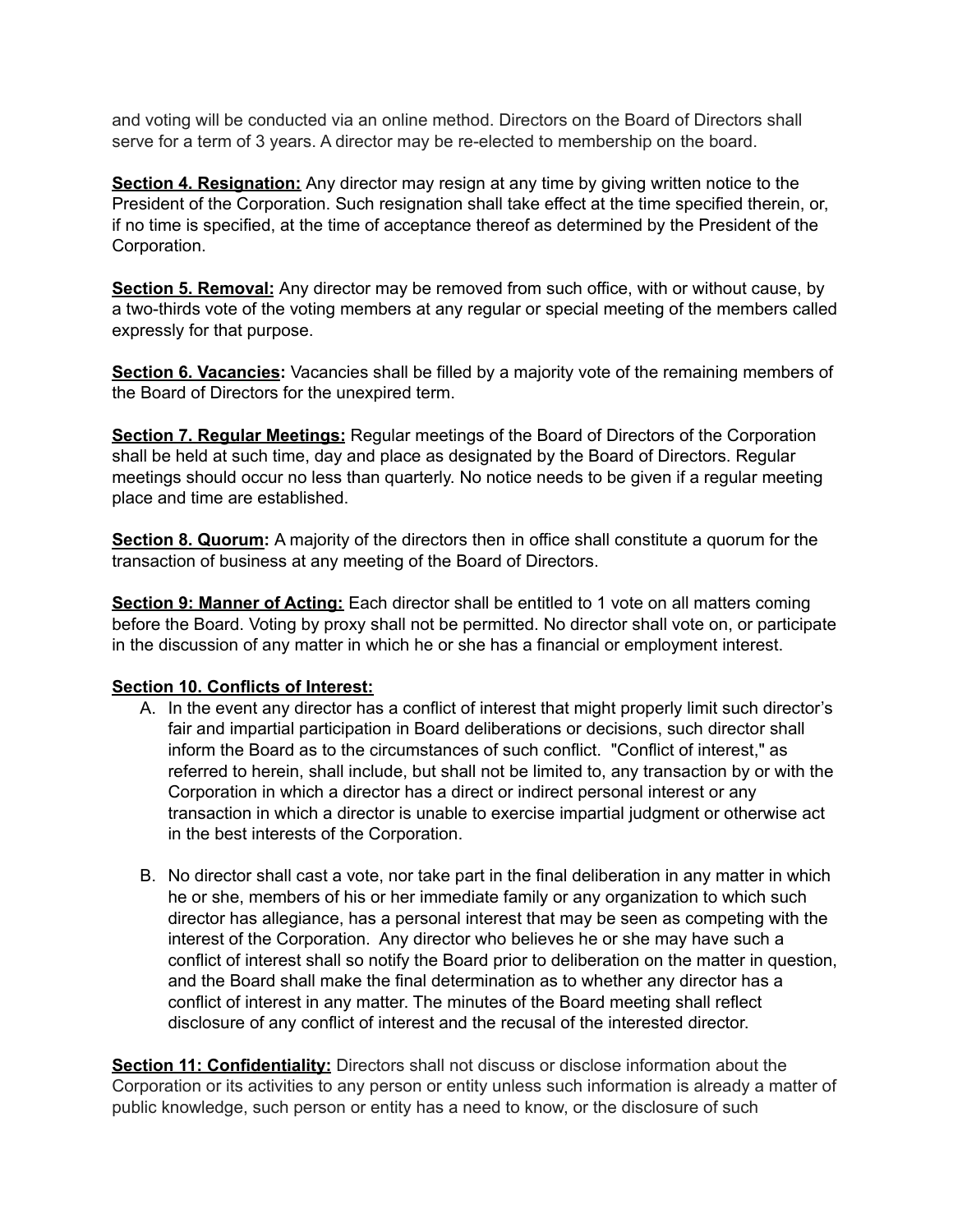and voting will be conducted via an online method. Directors on the Board of Directors shall serve for a term of 3 years. A director may be re-elected to membership on the board.

**<u>Section 4. Resignation:</u>** Any director may resign at any time by giving written notice to the President of the Corporation. Such resignation shall take effect at the time specified therein, or, if no time is specified, at the time of acceptance thereof as determined by the President of the Corporation.

**<u>Section 5. Removal:</u>** Any director may be removed from such office, with or without cause, by a two-thirds vote of the voting members at any regular or special meeting of the members called expressly for that purpose.

**<u>Section 6. Vacancies</u>:** Vacancies shall be filled by a majority vote of the remaining members of the Board of Directors for the unexpired term.

**<u>Section 7. Regular Meetings:</u>** Regular meetings of the Board of Directors of the Corporation shall be held at such time, day and place as designated by the Board of Directors. Regular meetings should occur no less than quarterly. No notice needs to be given if a regular meeting place and time are established.

**<u>Section 8. Quorum</u>:** A majority of the directors then in office shall constitute a quorum for the transaction of business at any meeting of the Board of Directors.

**<u>Section 9: Manner of Acting:</u>** Each director shall be entitled to 1 vote on all matters coming before the Board. Voting by proxy shall not be permitted. No director shall vote on, or participate in the discussion of any matter in which he or she has a financial or employment interest.

**<u>Section 10. Conflicts of Interest:</u>**

A. In the event any director has a conflict of interest that might properly limit such director's fair and impartial participation in Board deliberations or decisions, such director shall inform the Board as to the circumstances of such conflict. "Conflict of interest," as referred to herein, shall include, but shall not be limited to, any transaction by or with the Corporation in which a director has a direct or indirect personal interest or any transaction in which a director is unable to exercise impartial judgment or otherwise act in the best interests of the Corporation.

B. No director shall cast a vote, nor take part in the final deliberation in any matter in which he or she, members of his or her immediate family or any organization to which such director has allegiance, has a personal interest that may be seen as competing with the interest of the Corporation. Any director who believes he or she may have such a conflict of interest shall so notify the Board prior to deliberation on the matter in question, and the Board shall make the final determination as to whether any director has a conflict of interest in any matter. The minutes of the Board meeting shall reflect disclosure of any conflict of interest and the recusal of the interested director.

**<u>Section 11: Confidentiality:</u>** Directors shall not discuss or disclose information about the Corporation or its activities to any person or entity unless such information is already a matter of public knowledge, such person or entity has a need to know, or the disclosure of such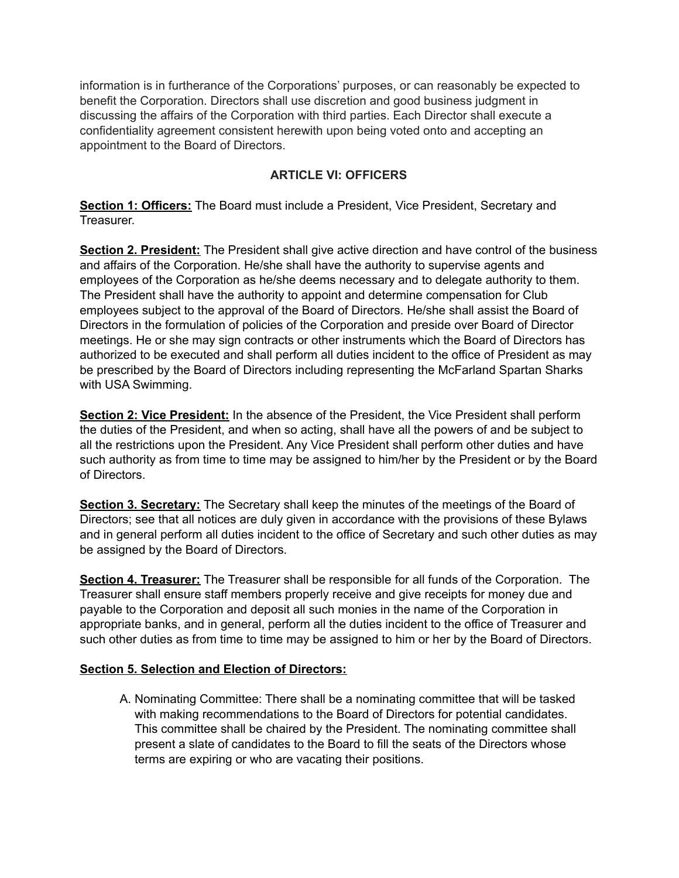information is in furtherance of the Corporations' purposes, or can reasonably be expected to benefit the Corporation. Directors shall use discretion and good business judgment in discussing the affairs of the Corporation with third parties. Each Director shall execute a confidentiality agreement consistent herewith upon being voted onto and accepting an appointment to the Board of Directors.

## ARTICLE VI: OFFICERS

**Section 1: Officers:** The Board must include a President, Vice President, Secretary and Treasurer.

**Section 2. President:** The President shall give active direction and have control of the business and affairs of the Corporation. He/she shall have the authority to supervise agents and employees of the Corporation as he/she deems necessary and to delegate authority to them. The President shall have the authority to appoint and determine compensation for Club employees subject to the approval of the Board of Directors. He/she shall assist the Board of Directors in the formulation of policies of the Corporation and preside over Board of Director meetings. He or she may sign contracts or other instruments which the Board of Directors has authorized to be executed and shall perform all duties incident to the office of President as may be prescribed by the Board of Directors including representing the McFarland Spartan Sharks with USA Swimming.

**Section 2: Vice President:** In the absence of the President, the Vice President shall perform the duties of the President, and when so acting, shall have all the powers of and be subject to all the restrictions upon the President. Any Vice President shall perform other duties and have such authority as from time to time may be assigned to him/her by the President or by the Board of Directors.

**Section 3. Secretary:** The Secretary shall keep the minutes of the meetings of the Board of Directors; see that all notices are duly given in accordance with the provisions of these Bylaws and in general perform all duties incident to the office of Secretary and such other duties as may be assigned by the Board of Directors.

**Section 4. Treasurer:** The Treasurer shall be responsible for all funds of the Corporation. The Treasurer shall ensure staff members properly receive and give receipts for money due and payable to the Corporation and deposit all such monies in the name of the Corporation in appropriate banks, and in general, perform all the duties incident to the office of Treasurer and such other duties as from time to time may be assigned to him or her by the Board of Directors.

**Section 5. Selection and Election of Directors:**

A. Nominating Committee: There shall be a nominating committee that will be tasked with making recommendations to the Board of Directors for potential candidates. This committee shall be chaired by the President. The nominating committee shall present a slate of candidates to the Board to fill the seats of the Directors whose terms are expiring or who are vacating their positions.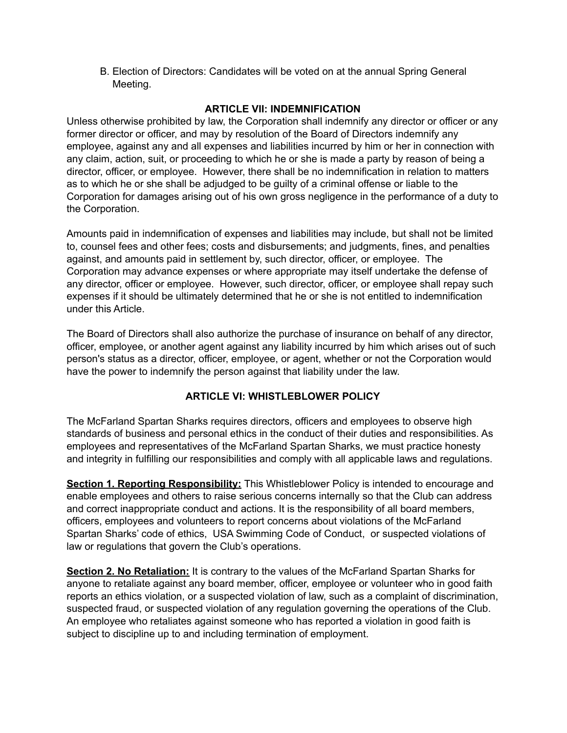B. Election of Directors: Candidates will be voted on at the annual Spring General Meeting.

## ARTICLE VII: INDEMNIFICATION

Unless otherwise prohibited by law, the Corporation shall indemnify any director or officer or any former director or officer, and may by resolution of the Board of Directors indemnify any employee, against any and all expenses and liabilities incurred by him or her in connection with any claim, action, suit, or proceeding to which he or she is made a party by reason of being a director, officer, or employee. However, there shall be no indemnification in relation to matters as to which he or she shall be adjudged to be guilty of a criminal offense or liable to the Corporation for damages arising out of his own gross negligence in the performance of a duty to the Corporation.

Amounts paid in indemnification of expenses and liabilities may include, but shall not be limited to, counsel fees and other fees; costs and disbursements; and judgments, fines, and penalties against, and amounts paid in settlement by, such director, officer, or employee. The Corporation may advance expenses or where appropriate may itself undertake the defense of any director, officer or employee. However, such director, officer, or employee shall repay such expenses if it should be ultimately determined that he or she is not entitled to indemnification under this Article.

The Board of Directors shall also authorize the purchase of insurance on behalf of any director, officer, employee, or another agent against any liability incurred by him which arises out of such person's status as a director, officer, employee, or agent, whether or not the Corporation would have the power to indemnify the person against that liability under the law.

## ARTICLE VI: WHISTLEBLOWER POLICY

The McFarland Spartan Sharks requires directors, officers and employees to observe high standards of business and personal ethics in the conduct of their duties and responsibilities. As employees and representatives of the McFarland Spartan Sharks, we must practice honesty and integrity in fulfilling our responsibilities and comply with all applicable laws and regulations.

**Section 1. Reporting Responsibility:** This Whistleblower Policy is intended to encourage and enable employees and others to raise serious concerns internally so that the Club can address and correct inappropriate conduct and actions. It is the responsibility of all board members, officers, employees and volunteers to report concerns about violations of the McFarland Spartan Sharks' code of ethics, USA Swimming Code of Conduct, or suspected violations of law or regulations that govern the Club's operations.

**Section 2. No Retaliation:** It is contrary to the values of the McFarland Spartan Sharks for anyone to retaliate against any board member, officer, employee or volunteer who in good faith reports an ethics violation, or a suspected violation of law, such as a complaint of discrimination, suspected fraud, or suspected violation of any regulation governing the operations of the Club. An employee who retaliates against someone who has reported a violation in good faith is subject to discipline up to and including termination of employment.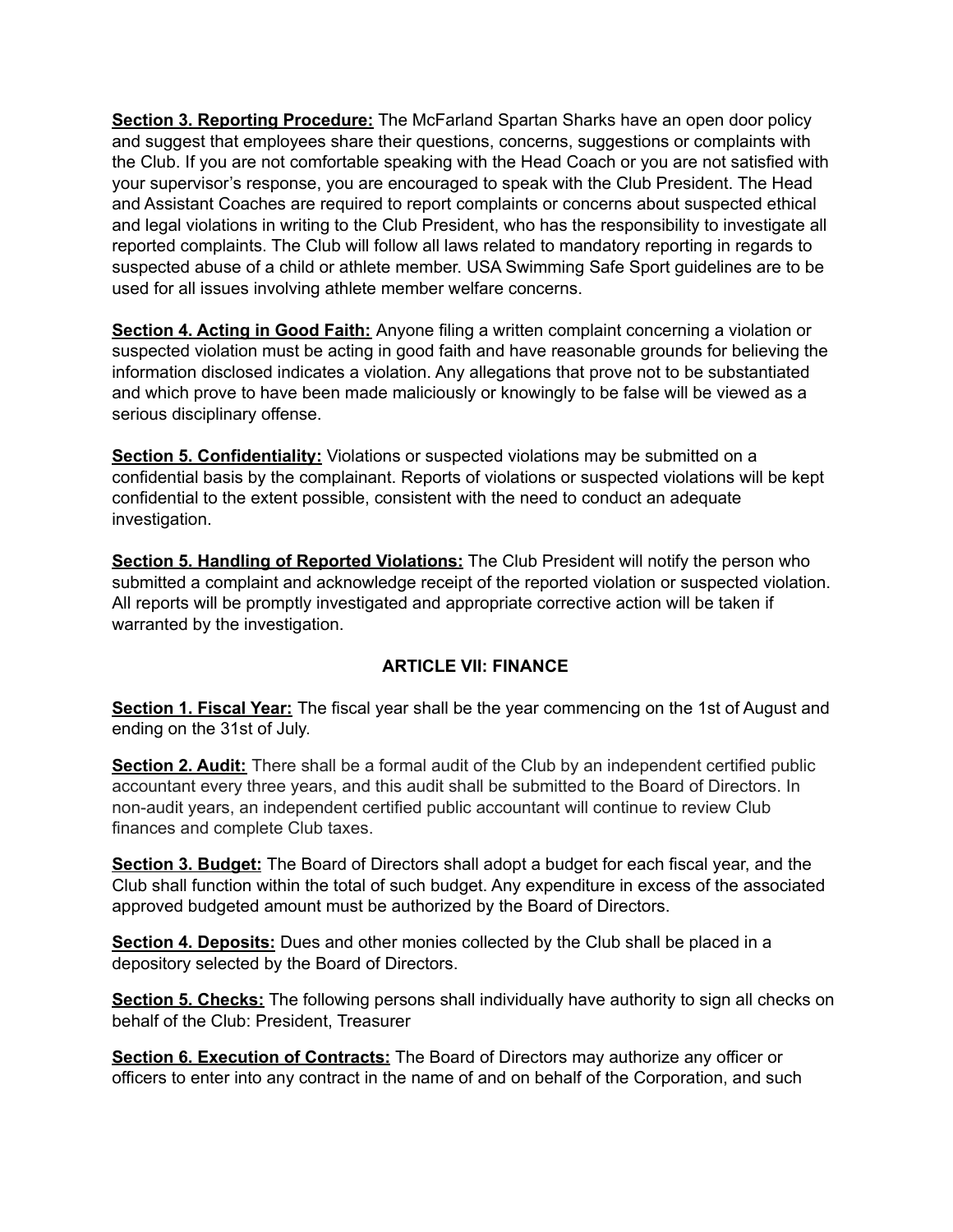**Section 3. Reporting Procedure:** The McFarland Spartan Sharks have an open door policy and suggest that employees share their questions, concerns, suggestions or complaints with the Club. If you are not comfortable speaking with the Head Coach or you are not satisfied with your supervisor's response, you are encouraged to speak with the Club President. The Head and Assistant Coaches are required to report complaints or concerns about suspected ethical and legal violations in writing to the Club President, who has the responsibility to investigate all reported complaints. The Club will follow all laws related to mandatory reporting in regards to suspected abuse of a child or athlete member. USA Swimming Safe Sport guidelines are to be used for all issues involving athlete member welfare concerns.

**Section 4. Acting in Good Faith:** Anyone filing a written complaint concerning a violation or suspected violation must be acting in good faith and have reasonable grounds for believing the information disclosed indicates a violation. Any allegations that prove not to be substantiated and which prove to have been made maliciously or knowingly to be false will be viewed as a serious disciplinary offense.

**Section 5. Confidentiality:** Violations or suspected violations may be submitted on a confidential basis by the complainant. Reports of violations or suspected violations will be kept confidential to the extent possible, consistent with the need to conduct an adequate investigation.

**Section 5. Handling of Reported Violations:** The Club President will notify the person who submitted a complaint and acknowledge receipt of the reported violation or suspected violation. All reports will be promptly investigated and appropriate corrective action will be taken if warranted by the investigation.

## ARTICLE VII: FINANCE

**Section 1. Fiscal Year:** The fiscal year shall be the year commencing on the 1st of August and ending on the 31st of July.

**Section 2. Audit:** There shall be a formal audit of the Club by an independent certified public accountant every three years, and this audit shall be submitted to the Board of Directors. In non-audit years, an independent certified public accountant will continue to review Club finances and complete Club taxes.

**Section 3. Budget:** The Board of Directors shall adopt a budget for each fiscal year, and the Club shall function within the total of such budget. Any expenditure in excess of the associated approved budgeted amount must be authorized by the Board of Directors.

**Section 4. Deposits:** Dues and other monies collected by the Club shall be placed in a depository selected by the Board of Directors.

**Section 5. Checks:** The following persons shall individually have authority to sign all checks on behalf of the Club: President, Treasurer

**Section 6. Execution of Contracts:** The Board of Directors may authorize any officer or officers to enter into any contract in the name of and on behalf of the Corporation, and such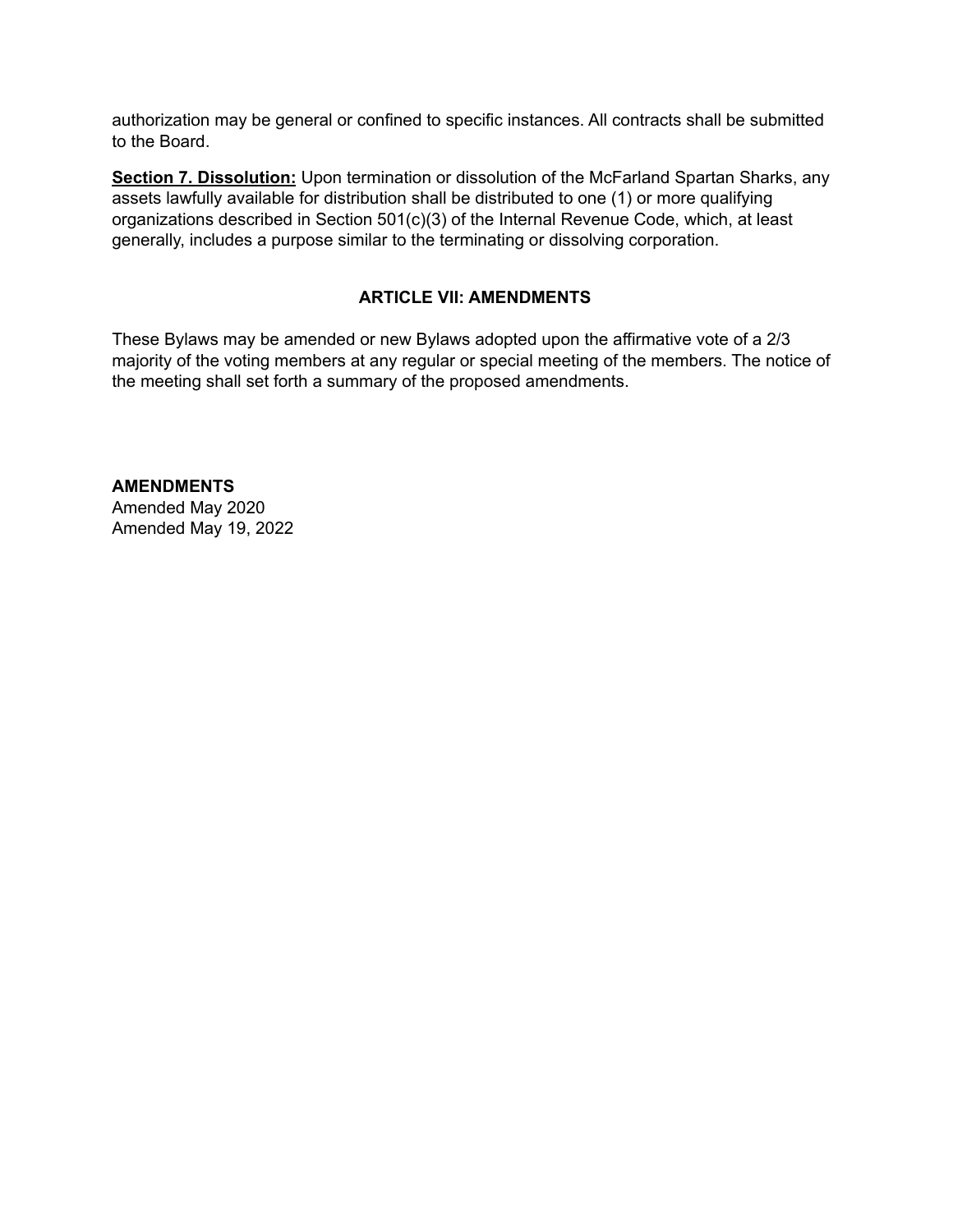authorization may be general or confined to specific instances. All contracts shall be submitted to the Board.

**Section 7. Dissolution:** Upon termination or dissolution of the McFarland Spartan Sharks, any assets lawfully available for distribution shall be distributed to one (1) or more qualifying organizations described in Section 501(c)(3) of the Internal Revenue Code, which, at least generally, includes a purpose similar to the terminating or dissolving corporation.

## ARTICLE VII: AMENDMENTS

These Bylaws may be amended or new Bylaws adopted upon the affirmative vote of a 2/3 majority of the voting members at any regular or special meeting of the members. The notice of the meeting shall set forth a summary of the proposed amendments.

**AMENDMENTS**
Amended May 2020
Amended May 19, 2022